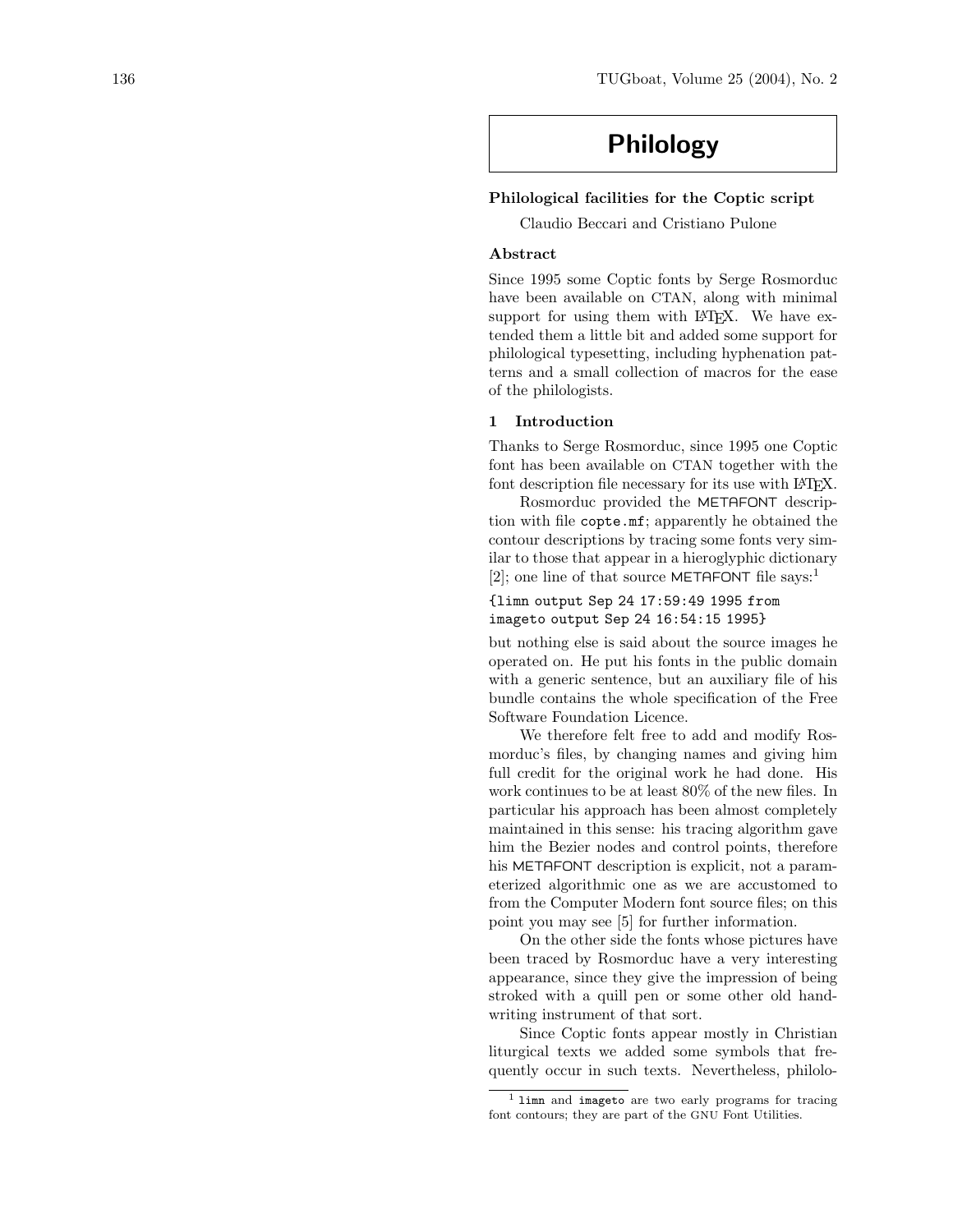# Philology

## Philological facilities for the Coptic script

Claudio Beccari and Cristiano Pulone

### Abstract

Since 1995 some Coptic fonts by Serge Rosmorduc have been available on CTAN, along with minimal support for using them with LaTeX. We have extended them a little bit and added some support for philological typesetting, including hyphenation patterns and a small collection of macros for the ease of the philologists.

### 1 Introduction

Thanks to Serge Rosmorduc, since 1995 one Coptic font has been available on CTAN together with the font description file necessary for its use with LaTeX.

Rosmorduc provided the METAFONT description with file `copte.mf`; apparently he obtained the contour descriptions by tracing some fonts very similar to those that appear in a hieroglyphic dictionary [2]; one line of that source METAFONT file says:[1]

```
{limn output Sep 24 17:59:49 1995 from
imageto output Sep 24 16:54:15 1995}
```

but nothing else is said about the source images he operated on. He put his fonts in the public domain with a generic sentence, but an auxiliary file of his bundle contains the whole specification of the Free Software Foundation Licence.

We therefore felt free to add and modify Rosmorduc's files, by changing names and giving him full credit for the original work he had done. His work continues to be at least 80% of the new files. In particular his approach has been almost completely maintained in this sense: his tracing algorithm gave him the Bezier nodes and control points, therefore his METAFONT description is explicit, not a parameterized algorithmic one as we are accustomed to from the Computer Modern font source files; on this point you may see [5] for further information.

On the other side the fonts whose pictures have been traced by Rosmorduc have a very interesting appearance, since they give the impression of being stroked with a quill pen or some other old handwriting instrument of that sort.

Since Coptic fonts appear mostly in Christian liturgical texts we added some symbols that frequently occur in such texts. Nevertheless, philolo-

[1] `limn` and `imageto` are two early programs for tracing font contours; they are part of the GNU Font Utilities.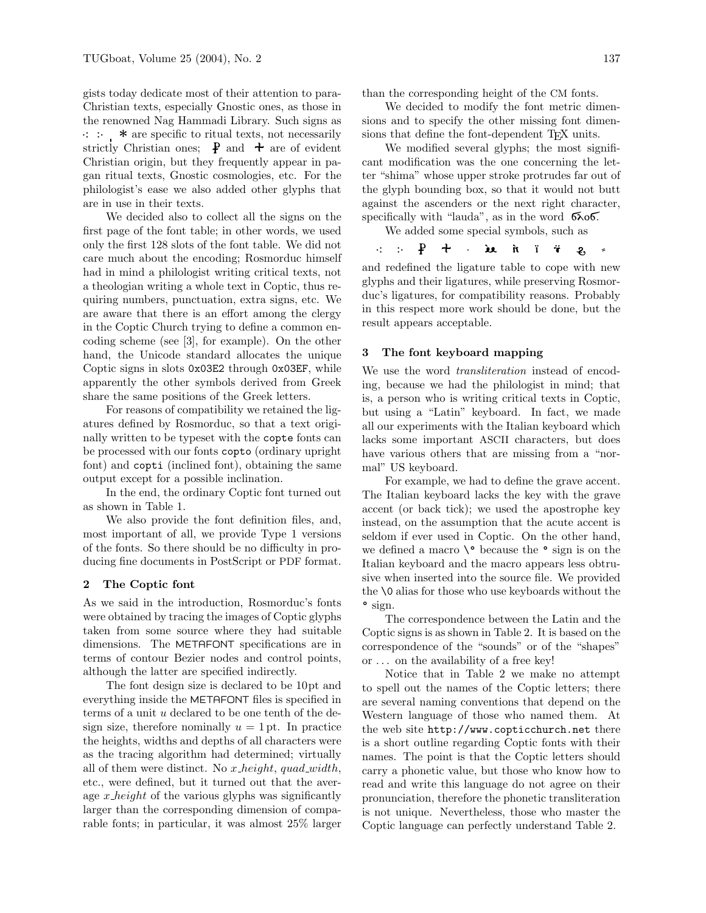gists today dedicate most of their attention to para-Christian texts, especially Gnostic ones, as those in the renowned Nag Hammadi Library. Such signs as ·: :· ˌ ⁎ are specific to ritual texts, not necessarily strictly Christian ones; ⳨ and ✢ are of evident Christian origin, but they frequently appear in pagan ritual texts, Gnostic cosmologies, etc. For the philologist's ease we also added other glyphs that are in use in their texts.

We decided also to collect all the signs on the first page of the font table; in other words, we used only the first 128 slots of the font table. We did not care much about the encoding; Rosmorduc himself had in mind a philologist writing critical texts, not a theologian writing a whole text in Coptic, thus requiring numbers, punctuation, extra signs, etc. We are aware that there is an effort among the clergy in the Coptic Church trying to define a common encoding scheme (see [3], for example). On the other hand, the Unicode standard allocates the unique Coptic signs in slots `0x03E2` through `0x03EF`, while apparently the other symbols derived from Greek share the same positions of the Greek letters.

For reasons of compatibility we retained the ligatures defined by Rosmorduc, so that a text originally written to be typeset with the `copte` fonts can be processed with our fonts `copto` (ordinary upright font) and `copti` (inclined font), obtaining the same output except for a possible inclination.

In the end, the ordinary Coptic font turned out as shown in Table 1.

We also provide the font definition files, and, most important of all, we provide Type 1 versions of the fonts. So there should be no difficulty in producing fine documents in PostScript or PDF format.

## 2 The Coptic font

As we said in the introduction, Rosmorduc's fonts were obtained by tracing the images of Coptic glyphs taken from some source where they had suitable dimensions. The METAFONT specifications are in terms of contour Bezier nodes and control points, although the latter are specified indirectly.

The font design size is declared to be 10pt and everything inside the METAFONT files is specified in terms of a unit $u$ declared to be one tenth of the design size, therefore nominally $u = 1\,\mathrm{pt}$. In practice the heights, widths and depths of all characters were as the tracing algorithm had determined; virtually all of them were distinct. No *x_height*, *quad_width*, etc., were defined, but it turned out that the average *x_height* of the various glyphs was significantly larger than the corresponding dimension of comparable fonts; in particular, it was almost 25% larger than the corresponding height of the CM fonts.

We decided to modify the font metric dimensions and to specify the other missing font dimensions that define the font-dependent TEX units.

We modified several glyphs; the most significant modification was the one concerning the letter "shima" whose upper stroke protrudes far out of the glyph bounding box, so that it would not butt against the ascenders or the next right character, specifically with "lauda", as in the word ϭⲗⲟϭ.

We added some special symbols, such as

·: :· ⳨ ✢ - ⲓⲉ ⲛ̄ ⲓ̈ ⲓ̈ ϩ ⸗

and redefined the ligature table to cope with new glyphs and their ligatures, while preserving Rosmorduc's ligatures, for compatibility reasons. Probably in this respect more work should be done, but the result appears acceptable.

## 3 The font keyboard mapping

We use the word *transliteration* instead of encoding, because we had the philologist in mind; that is, a person who is writing critical texts in Coptic, but using a "Latin" keyboard. In fact, we made all our experiments with the Italian keyboard which lacks some important ASCII characters, but does have various others that are missing from a "normal" US keyboard.

For example, we had to define the grave accent. The Italian keyboard lacks the key with the grave accent (or back tick); we used the apostrophe key instead, on the assumption that the acute accent is seldom if ever used in Coptic. On the other hand, we defined a macro `\°` because the ° sign is on the Italian keyboard and the macro appears less obtrusive when inserted into the source file. We provided the `\0` alias for those who use keyboards without the ° sign.

The correspondence between the Latin and the Coptic signs is as shown in Table 2. It is based on the correspondence of the "sounds" or of the "shapes" or ... on the availability of a free key!

Notice that in Table 2 we make no attempt to spell out the names of the Coptic letters; there are several naming conventions that depend on the Western language of those who named them. At the web site `http://www.copticchurch.net` there is a short outline regarding Coptic fonts with their names. The point is that the Coptic letters should carry a phonetic value, but those who know how to read and write this language do not agree on their pronunciation, therefore the phonetic transliteration is not unique. Nevertheless, those who master the Coptic language can perfectly understand Table 2.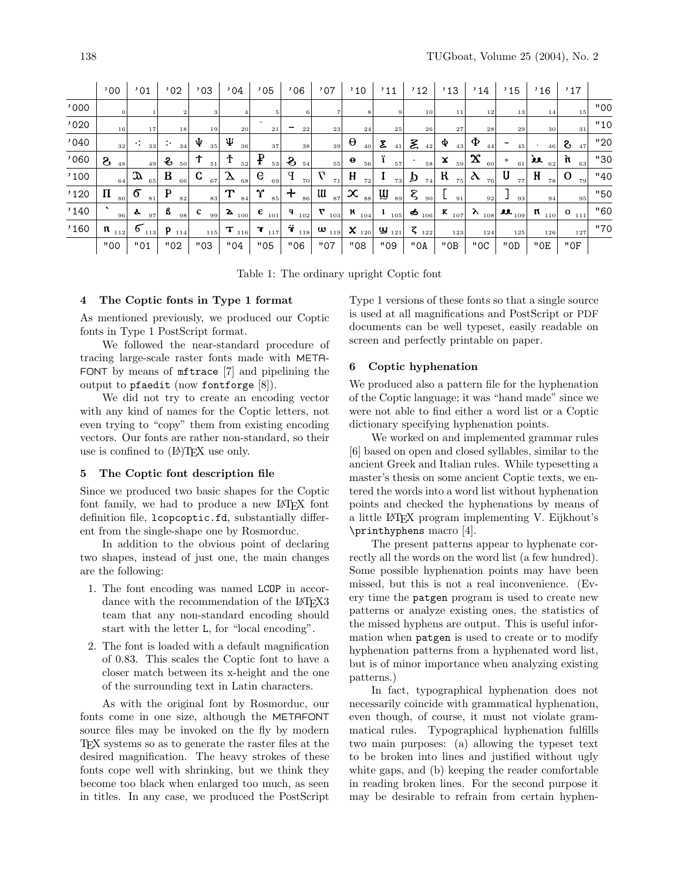| | '00 | '01 | '02 | '03 | '04 | '05 | '06 | '07 | '10 | '11 | '12 | '13 | '14 | '15 | '16 | '17 | |
|---|---|---|---|---|---|---|---|---|---|---|---|---|---|---|---|---|---|
| '000 | 0 | 1 | 2 | 3 | 4 | 5 | 6 | 7 | 8 | 9 | 10 | 11 | 12 | 13 | 14 | 15 | "00 |
| '020 | 16 | 17 | 18 | 19 | 20 | ¨ 21 | – 22 | 23 | 24 | 25 | 26 | 27 | 28 | 29 | 30 | 31 | "10 |
| '040 | 32 | ⁖ 33 | :· 34 | ψ 35 | Ψ 36 | 37 | 38 | 39 | Θ 40 | ξ 41 | Ξ 42 | φ 43 | Φ 44 | - 45 | · 46 | Ϩ 47 | "20 |
| '060 | Ϩ 48 | 49 | Ϫ 50 | ϯ 51 | Ϯ 52 | ⳨ 53 | Ϫ 54 | 55 | ⲑ 56 | ï 57 | · 58 | ⲝ 59 | Ⲝ 60 | = 61 | ⲙ̀ 62 | ⲛ̄ 63 | "30 |
| '100 | 64 | Ⲁ 65 | Ⲃ 66 | Ⲥ 67 | Ⲇ 68 | Ⲉ 69 | Ϥ 70 | Ⲅ 71 | Ⲏ 72 | Ⲓ 73 | Ϧ 74 | Ⲕ 75 | Ⲗ 76 | Ⲙ 77 | Ⲛ 78 | Ⲟ 79 | "40 |
| '120 | Ⲡ 80 | Ϭ 81 | Ⲣ 82 | 83 | Ⲧ 84 | Ⲩ 85 | Ϯ 86 | Ⲱ 87 | Ⲭ 88 | Ϣ 89 | Ⲍ 90 | [ 91 | 92 | ] 93 | 94 | 95 | "50 |
| '140 | ` 96 | ⲁ 97 | ⲃ 98 | ⲥ 99 | ⲇ 100 | ⲉ 101 | ϥ 102 | ⲅ 103 | ⲏ 104 | ⲓ 105 | ϧ 106 | ⲕ 107 | ⲗ 108 | ⲙ 109 | ⲛ 110 | ⲟ 111 | "60 |
| '160 | ⲡ 112 | ϭ 113 | ⲣ 114 | 115 | ⲧ 116 | ⲩ 117 | ϋ 118 | ⲱ 119 | ⲭ 120 | ϣ 121 | ⲍ 122 | 123 | 124 | 125 | 126 | 127 | "70 |
| | "00 | "01 | "02 | "03 | "04 | "05 | "06 | "07 | "08 | "09 | "0A | "0B | "0C | "0D | "0E | "0F | |

Table 1: The ordinary upright Coptic font

## 4 The Coptic fonts in Type 1 format

As mentioned previously, we produced our Coptic fonts in Type 1 PostScript format.

We followed the near-standard procedure of tracing large-scale raster fonts made with METAFONT by means of mftrace [7] and pipelining the output to pfaedit (now fontforge [8]).

We did not try to create an encoding vector with any kind of names for the Coptic letters, not even trying to "copy" them from existing encoding vectors. Our fonts are rather non-standard, so their use is confined to (LA)TEX use only.

## 5 The Coptic font description file

Since we produced two basic shapes for the Coptic font family, we had to produce a new LATEX font definition file, lcopcoptic.fd, substantially different from the single-shape one by Rosmorduc.

In addition to the obvious point of declaring two shapes, instead of just one, the main changes are the following:

1. The font encoding was named LCOP in accordance with the recommendation of the LATEX3 team that any non-standard encoding should start with the letter L, for "local encoding".
2. The font is loaded with a default magnification of 0.83. This scales the Coptic font to have a closer match between its x-height and the one of the surrounding text in Latin characters.

As with the original font by Rosmorduc, our fonts come in one size, although the METAFONT source files may be invoked on the fly by modern TEX systems so as to generate the raster files at the desired magnification. The heavy strokes of these fonts cope well with shrinking, but we think they become too black when enlarged too much, as seen in titles. In any case, we produced the PostScript Type 1 versions of these fonts so that a single source is used at all magnifications and PostScript or PDF documents can be well typeset, easily readable on screen and perfectly printable on paper.

## 6 Coptic hyphenation

We produced also a pattern file for the hyphenation of the Coptic language; it was "hand made" since we were not able to find either a word list or a Coptic dictionary specifying hyphenation points.

We worked on and implemented grammar rules [6] based on open and closed syllables, similar to the ancient Greek and Italian rules. While typesetting a master's thesis on some ancient Coptic texts, we entered the words into a word list without hyphenation points and checked the hyphenations by means of a little LATEX program implementing V. Eijkhout's \printhyphens macro [4].

The present patterns appear to hyphenate correctly all the words on the word list (a few hundred). Some possible hyphenation points may have been missed, but this is not a real inconvenience. (Every time the patgen program is used to create new patterns or analyze existing ones, the statistics of the missed hyphens are output. This is useful information when patgen is used to create or to modify hyphenation patterns from a hyphenated word list, but is of minor importance when analyzing existing patterns.)

In fact, typographical hyphenation does not necessarily coincide with grammatical hyphenation, even though, of course, it must not violate grammatical rules. Typographical hyphenation fulfills two main purposes: (a) allowing the typeset text to be broken into lines and justified without ugly white gaps, and (b) keeping the reader comfortable in reading broken lines. For the second purpose it may be desirable to refrain from certain hyphen-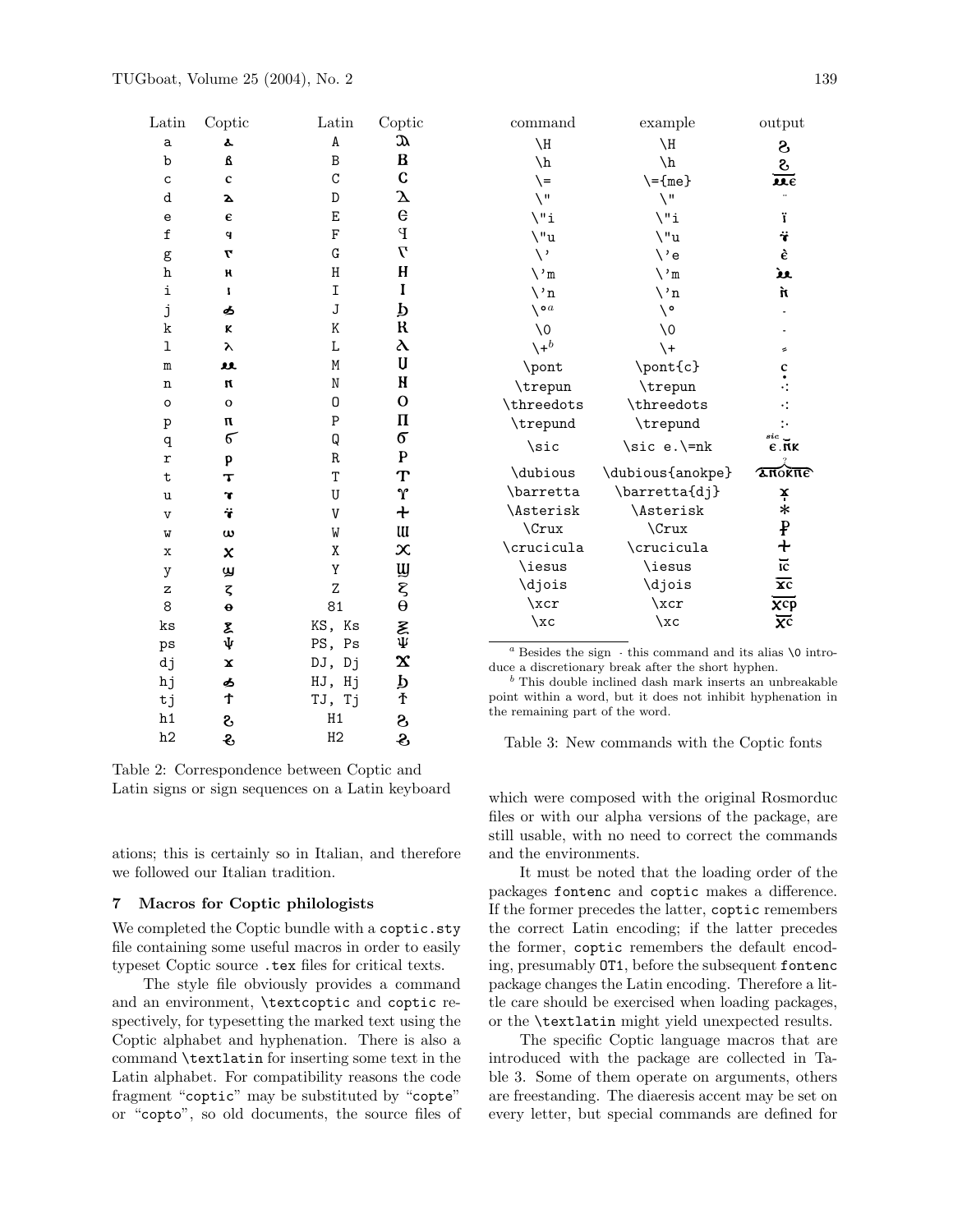| Latin | Coptic | Latin | Coptic |
|---|---|---|---|
| a | ⲁ | A | Ⲁ |
| b | ⲃ | B | Ⲃ |
| c | ⲥ | C | Ⲥ |
| d | ⲇ | D | Ⲇ |
| e | ⲉ | E | Ⲉ |
| f | ϥ | F | Ϥ |
| g | ⲅ | G | Ⲅ |
| h | ⲏ | H | Ⲏ |
| i | ⲓ | I | Ⲓ |
| j | ϧ | J | Ϧ |
| k | ⲕ | K | Ⲕ |
| l | ⲗ | L | Ⲗ |
| m | ⲙ | M | Ⲙ |
| n | ⲛ | N | Ⲛ |
| o | ⲟ | O | Ⲟ |
| p | ⲡ | P | Ⲡ |
| q | ϭ | Q | Ϭ |
| r | ⲣ | R | Ⲣ |
| t | ⲧ | T | Ⲧ |
| u | ⲩ | U | Ⲩ |
| v | ⲫ | V | Ⲫ |
| w | ⲱ | W | Ⲱ |
| x | ⲭ | X | Ⲭ |
| y | ϣ | Y | Ϣ |
| z | ⲍ | Z | Ⲍ |
| 8 | ⲑ | 81 | Ⲑ |
| ks | ⲝ | KS, Ks | Ⲝ |
| ps | ⲯ | PS, Ps | Ⲯ |
| dj | ϫ | DJ, Dj | Ϫ |
| hj | ϧ | HJ, Hj | Ϧ |
| tj | ϯ | TJ, Tj | Ϯ |
| h1 | ϩ | H1 | Ϩ |
| h2 | ⳉ | H2 | Ⳉ |

Table 2: Correspondence between Coptic and Latin signs or sign sequences on a Latin keyboard

ations; this is certainly so in Italian, and therefore we followed our Italian tradition.

## 7 Macros for Coptic philologists

We completed the Coptic bundle with a `coptic.sty` file containing some useful macros in order to easily typeset Coptic source `.tex` files for critical texts.

The style file obviously provides a command and an environment, `\textcoptic` and `coptic` respectively, for typesetting the marked text using the Coptic alphabet and hyphenation. There is also a command `\textlatin` for inserting some text in the Latin alphabet. For compatibility reasons the code fragment "`coptic`" may be substituted by "`copte`" or "`copto`", so old documents, the source files of

| command | example | output |
|---|---|---|
| `\H` | `\H` | ϩ |
| `\h` | `\h` | ϩ |
| `\=` | `\={me}` | ⲙⲉ̄ |
| `\"` | `\"` | ¨ |
| `\"i` | `\"i` | ⲓ̈ |
| `\"u` | `\"u` | ⲩ̈ |
| `\'` | `\'e` | ⲉ̀ |
| `\'m` | `\'m` | ⲙ̀ |
| `\'n` | `\'n` | ⲛ̀ |
| `\°`[a] | `\°` | - |
| `\0` | `\0` | - |
| `\+`[b] | `\+` | ⸗ |
| `\pont` | `\pont{c}` | ⲥ̣ |
| `\trepun` | `\trepun` | ⁖ |
| `\threedots` | `\threedots` | ⁖ |
| `\trepund` | `\trepund` | ⁖ |
| `\sic` | `\sic e.\=nk` | ⲉ.ⲛ̄ⲕ (sic) |
| `\dubious` | `\dubious{anokpe}` | ⲁⲛⲟⲕⲡⲉ (?) |
| `\barretta` | `\barretta{dj}` | ϫ |
| `\Asterisk` | `\Asterisk` | ∗ |
| `\Crux` | `\Crux` | ⳨ |
| `\crucicula` | `\crucicula` | + |
| `\iesus` | `\iesus` | ⲓ̄ⲥ̄ |
| `\djois` | `\djois` | ϫ̄ⲥ̄ |
| `\xcr` | `\xcr` | ⲭ̄ⲣ̄ⲥ̄ |
| `\xc` | `\xc` | ⲭ̄ⲥ̄ |

[a] Besides the sign - this command and its alias `\0` introduce a discretionary break after the short hyphen.

[b] This double inclined dash mark inserts an unbreakable point within a word, but it does not inhibit hyphenation in the remaining part of the word.

Table 3: New commands with the Coptic fonts

which were composed with the original Rosmorduc files or with our alpha versions of the package, are still usable, with no need to correct the commands and the environments.

It must be noted that the loading order of the packages `fontenc` and `coptic` makes a difference. If the former precedes the latter, `coptic` remembers the correct Latin encoding; if the latter precedes the former, `coptic` remembers the default encoding, presumably `OT1`, before the subsequent `fontenc` package changes the Latin encoding. Therefore a little care should be exercised when loading packages, or the `\textlatin` might yield unexpected results.

The specific Coptic language macros that are introduced with the package are collected in Table 3. Some of them operate on arguments, others are freestanding. The diaeresis accent may be set on every letter, but special commands are defined for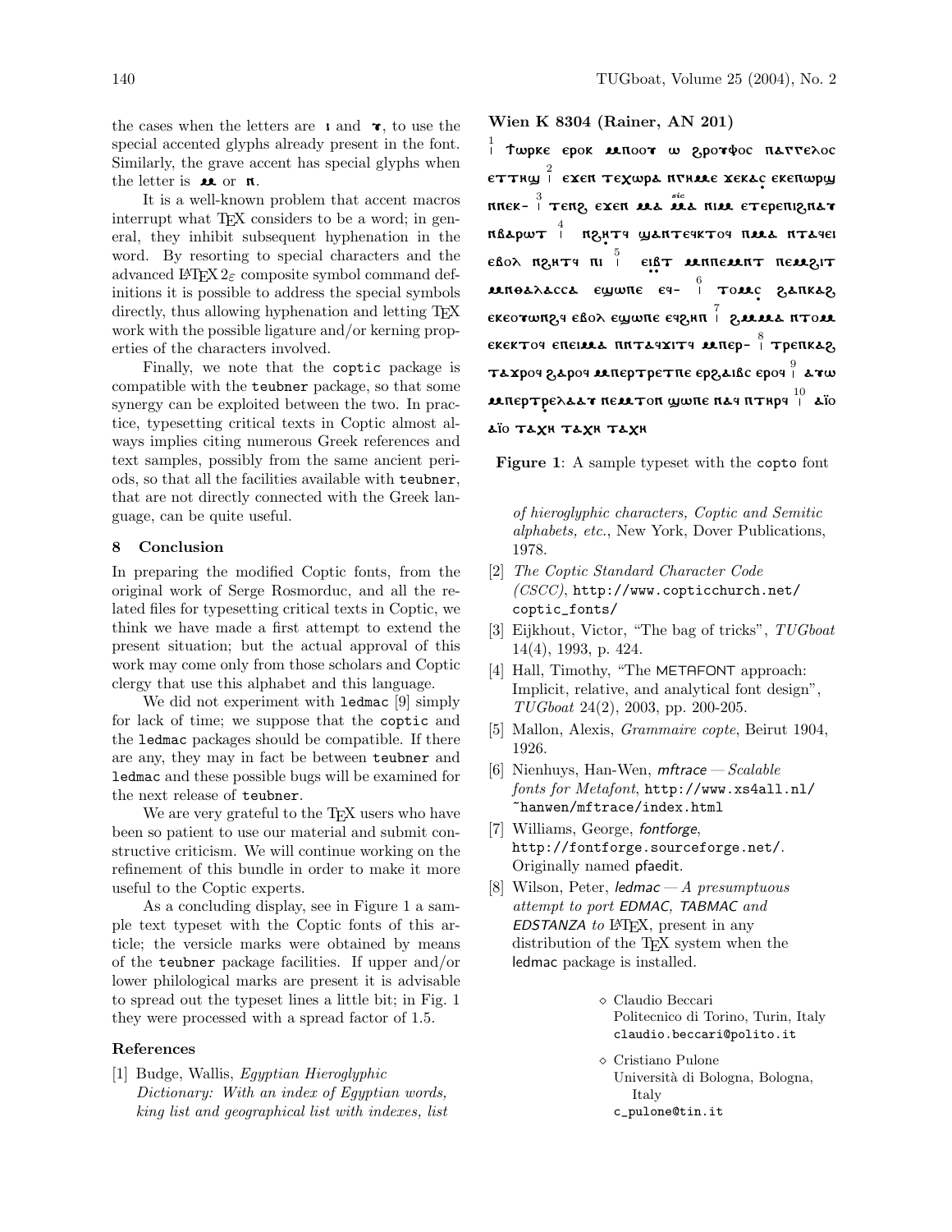the cases when the letters are ı and ϒ, to use the special accented glyphs already present in the font. Similarly, the grave accent has special glyphs when the letter is ⲙ or ⲛ.

It is a well-known problem that accent macros interrupt what TEX considers to be a word; in general, they inhibit subsequent hyphenation in the word. By resorting to special characters and the advanced LATEX 2ε composite symbol command definitions it is possible to address the special symbols directly, thus allowing hyphenation and letting TEX work with the possible ligature and/or kerning properties of the characters involved.

Finally, we note that the `coptic` package is compatible with the `teubner` package, so that some synergy can be exploited between the two. In practice, typesetting critical texts in Coptic almost always implies citing numerous Greek references and text samples, possibly from the same ancient periods, so that all the facilities available with `teubner`, that are not directly connected with the Greek language, can be quite useful.

## 8 Conclusion

In preparing the modified Coptic fonts, from the original work of Serge Rosmorduc, and all the related files for typesetting critical texts in Coptic, we think we have made a first attempt to extend the present situation; but the actual approval of this work may come only from those scholars and Coptic clergy that use this alphabet and this language.

We did not experiment with `ledmac` [9] simply for lack of time; we suppose that the `coptic` and the `ledmac` packages should be compatible. If there are any, they may in fact be between `teubner` and `ledmac` and these possible bugs will be examined for the next release of `teubner`.

We are very grateful to the TEX users who have been so patient to use our material and submit constructive criticism. We will continue working on the refinement of this bundle in order to make it more useful to the Coptic experts.

As a concluding display, see in Figure 1 a sample text typeset with the Coptic fonts of this article; the versicle marks were obtained by means of the `teubner` package facilities. If upper and/or lower philological marks are present it is advisable to spread out the typeset lines a little bit; in Fig. 1 they were processed with a spread factor of 1.5.

**Wien K 8304 (Rainer, AN 201)**

1 ϯⲱⲣⲕⲉ ⲉⲣⲟⲕ ⲙⲡⲟⲟⲩ ⲱ ϩⲣⲟⲩⲫⲟⲥ ⲡⲁⲅⲅⲉⲗⲟⲥ ⲉⲧⲧⲏϣ 2 ⲉϫⲉⲛ ⲧⲉϫⲱⲣⲁ ⲛⲧⲏⲙⲉ ϫⲉⲕⲁⲥ ⲉⲕⲉⲛⲱⲣϣ ⲛⲛⲉⲕ- 3 ⲧⲉⲛϩ ⲉϫⲉⲛ ⲙⲁ ⲙⲁ (sic) ⲛⲓⲙ ⲉⲧⲉⲣⲉⲡⲓϩⲛⲁⲩ ⲛⲃⲁⲣⲱⲧ 4 ⲛϩⲏⲧϥ ϣⲁⲛⲧⲉϥⲕⲧⲟϥ ⲛⲙⲁ ⲛⲧⲁϥⲉⲓ ⲉⲃⲟⲗ ⲛϩⲏⲧϥ ⲛⲓ 5 ⲉⲓⲃⲧ ⲙⲛⲛⲉⲙⲛⲧ ⲛⲉⲙϩⲓⲧ ⲙⲛⲑⲁⲗⲁⲥⲥⲁ ⲉϣⲱⲡⲉ ⲉϥ- 6 ⲧⲟⲙⲥ ϩⲁⲛⲕⲁϩ ⲉⲕⲉⲟⲩⲱⲛϩϥ ⲉⲃⲟⲗ ⲉϣⲱⲡⲉ ⲉϥϩⲏⲡ 7 ϩⲙⲙⲁ ⲛⲧⲟⲙ ⲉⲕⲉⲕⲧⲟϥ ⲉⲡⲉⲓⲙⲁ ⲛⲛⲧⲁϥϫⲓⲧϥ ⲙⲡⲉⲣ- 8 ⲧⲣⲉⲡⲕⲁϩ ⲧⲁϫⲣⲟϥ ϩⲁⲣⲟϥ ⲙⲡⲉⲣⲧⲣⲉⲧⲡⲉ ⲉⲣϩⲁⲓⲃⲥ ⲉⲣⲟϥ 9 ⲁⲩⲱ ⲙⲡⲉⲣⲧⲣⲉⲗⲁⲁⲩ ⲛⲉⲙⲧⲟⲛ ϣⲱⲡⲉ ⲛⲁϥ ⲛⲧⲏⲣϥ 10 ⲁϊⲟ ⲁϊⲟ ⲧⲁϫⲏ ⲧⲁϫⲏ ⲧⲁϫⲏ

**Figure 1**: A sample typeset with the `copto` font

### References

[1] Budge, Wallis, *Egyptian Hieroglyphic Dictionary: With an index of Egyptian words, king list and geographical list with indexes, list of hieroglyphic characters, Coptic and Semitic alphabets, etc.*, New York, Dover Publications, 1978.

[2] *The Coptic Standard Character Code (CSCC)*, `http://www.copticchurch.net/coptic_fonts/`

[3] Eijkhout, Victor, "The bag of tricks", *TUGboat* 14(4), 1993, p. 424.

[4] Hall, Timothy, "The METAFONT approach: Implicit, relative, and analytical font design", *TUGboat* 24(2), 2003, pp. 200-205.

[5] Mallon, Alexis, *Grammaire copte*, Beirut 1904, 1926.

[6] Nienhuys, Han-Wen, *mftrace — Scalable fonts for Metafont*, `http://www.xs4all.nl/~hanwen/mftrace/index.html`

[7] Williams, George, *fontforge*, `http://fontforge.sourceforge.net/`. Originally named pfaedit.

[8] Wilson, Peter, *ledmac — A presumptuous attempt to port EDMAC, TABMAC and EDSTANZA to LATEX*, present in any distribution of the TEX system when the ledmac package is installed.

◇ Claudio Beccari
Politecnico di Torino, Turin, Italy
`claudio.beccari@polito.it`

◇ Cristiano Pulone
Università di Bologna, Bologna, Italy
`c_pulone@tin.it`